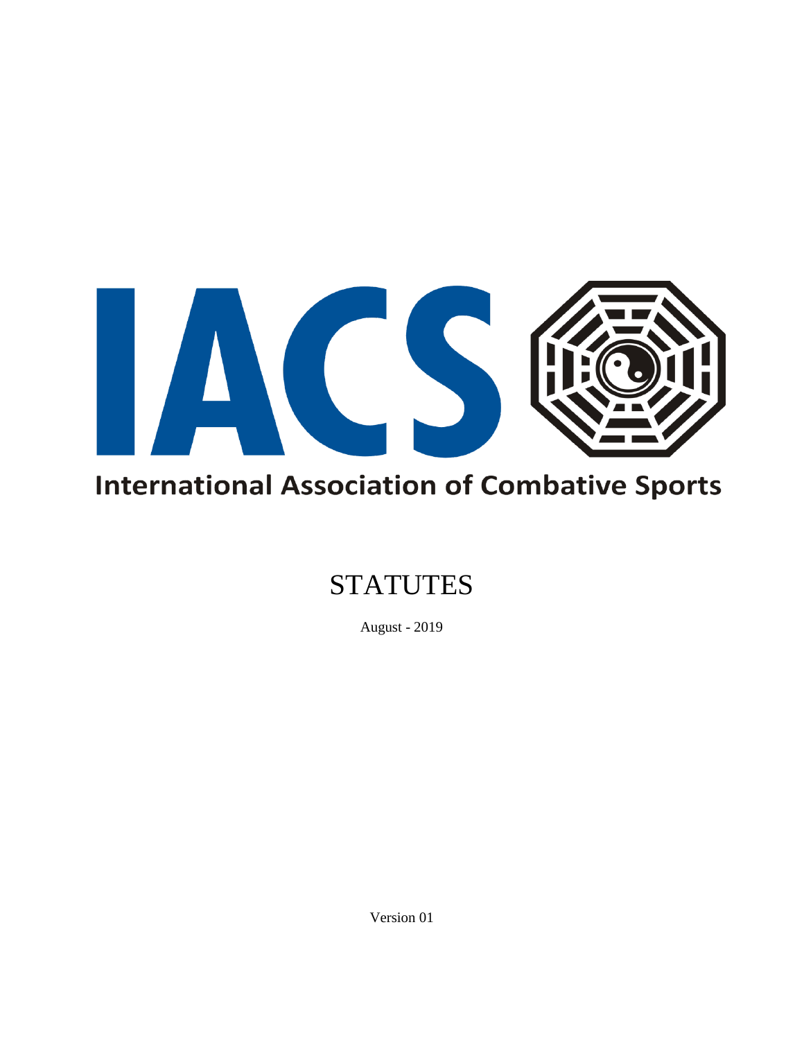IACS

International Association of Combative Sports

# STATUTES

August - 2019

Version 01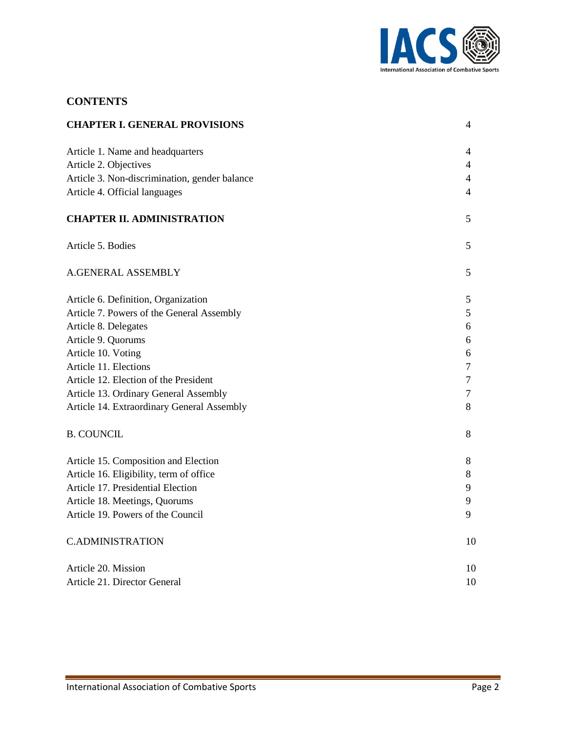## CONTENTS

| | |
|---|---|
| **CHAPTER I. GENERAL PROVISIONS** | 4 |
| Article 1. Name and headquarters | 4 |
| Article 2. Objectives | 4 |
| Article 3. Non-discrimination, gender balance | 4 |
| Article 4. Official languages | 4 |
| **CHAPTER II. ADMINISTRATION** | 5 |
| Article 5. Bodies | 5 |
| A.GENERAL ASSEMBLY | 5 |
| Article 6. Definition, Organization | 5 |
| Article 7. Powers of the General Assembly | 5 |
| Article 8. Delegates | 6 |
| Article 9. Quorums | 6 |
| Article 10. Voting | 6 |
| Article 11. Elections | 7 |
| Article 12. Election of the President | 7 |
| Article 13. Ordinary General Assembly | 7 |
| Article 14. Extraordinary General Assembly | 8 |
| B. COUNCIL | 8 |
| Article 15. Composition and Election | 8 |
| Article 16. Eligibility, term of office | 8 |
| Article 17. Presidential Election | 9 |
| Article 18. Meetings, Quorums | 9 |
| Article 19. Powers of the Council | 9 |
| C.ADMINISTRATION | 10 |
| Article 20. Mission | 10 |
| Article 21. Director General | 10 |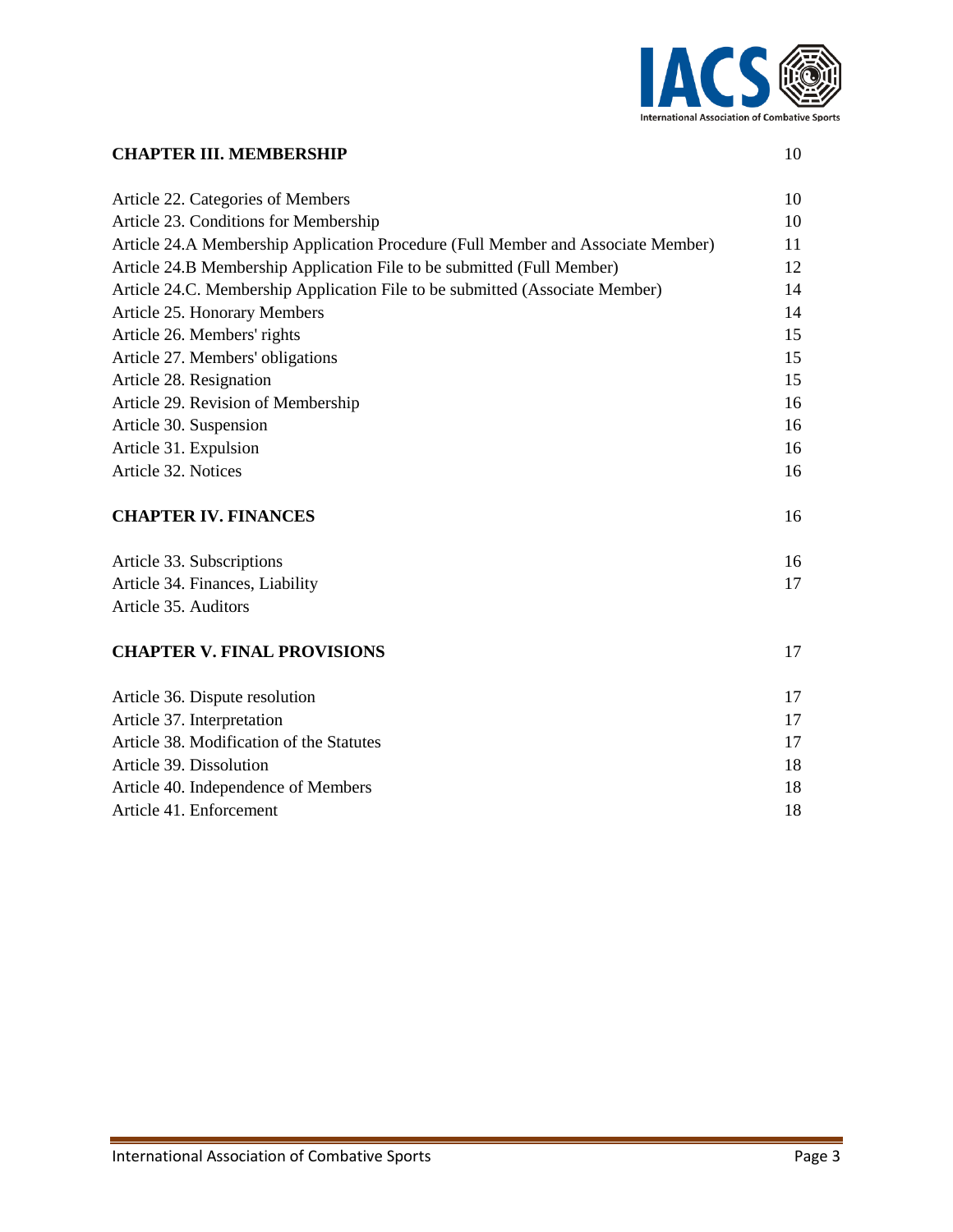| | |
|---|---|
| **CHAPTER III. MEMBERSHIP** | 10 |
| Article 22. Categories of Members | 10 |
| Article 23. Conditions for Membership | 10 |
| Article 24.A Membership Application Procedure (Full Member and Associate Member) | 11 |
| Article 24.B Membership Application File to be submitted (Full Member) | 12 |
| Article 24.C. Membership Application File to be submitted (Associate Member) | 14 |
| Article 25. Honorary Members | 14 |
| Article 26. Members' rights | 15 |
| Article 27. Members' obligations | 15 |
| Article 28. Resignation | 15 |
| Article 29. Revision of Membership | 16 |
| Article 30. Suspension | 16 |
| Article 31. Expulsion | 16 |
| Article 32. Notices | 16 |
| **CHAPTER IV. FINANCES** | 16 |
| Article 33. Subscriptions | 16 |
| Article 34. Finances, Liability | 17 |
| Article 35. Auditors | |
| **CHAPTER V. FINAL PROVISIONS** | 17 |
| Article 36. Dispute resolution | 17 |
| Article 37. Interpretation | 17 |
| Article 38. Modification of the Statutes | 17 |
| Article 39. Dissolution | 18 |
| Article 40. Independence of Members | 18 |
| Article 41. Enforcement | 18 |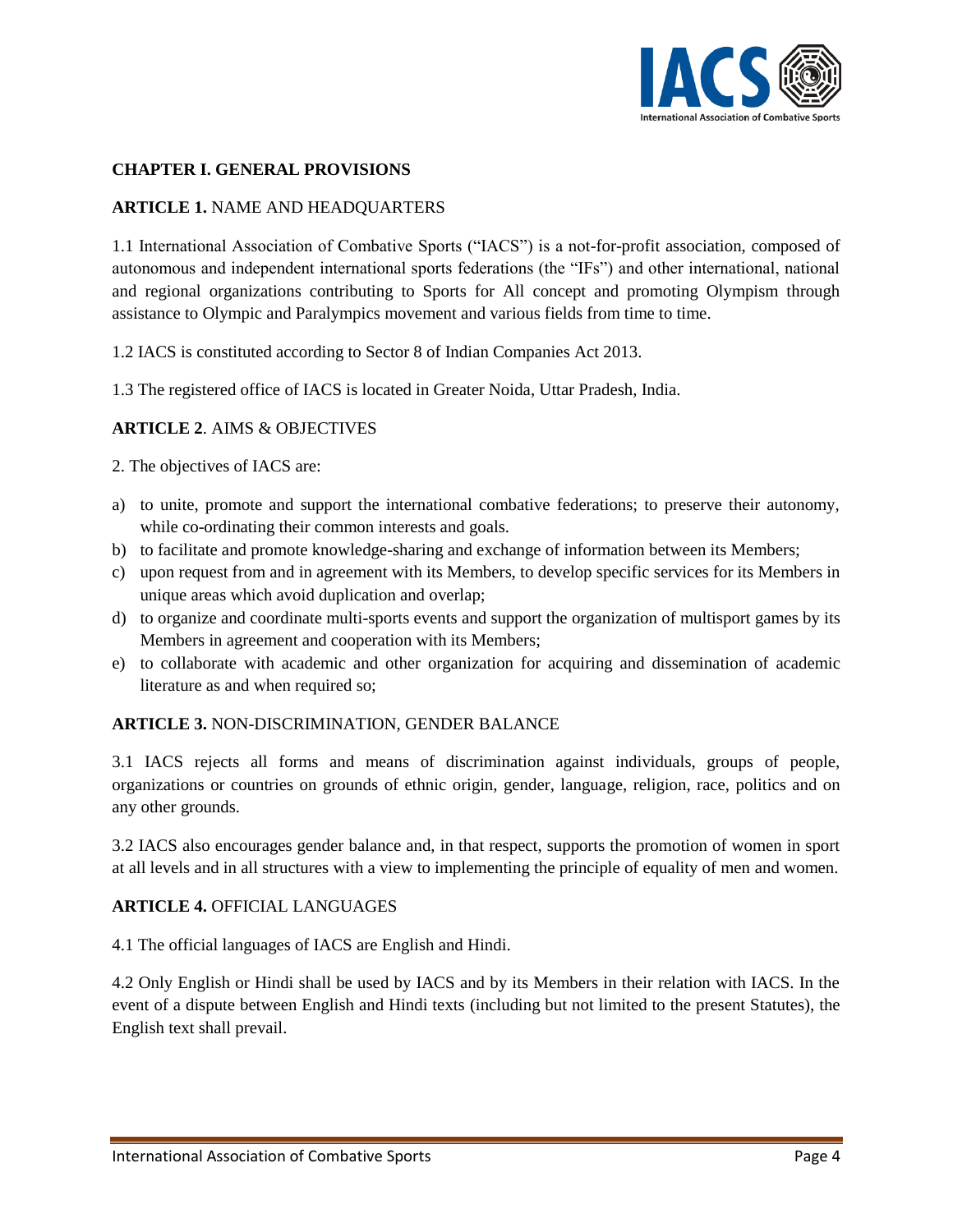## CHAPTER I. GENERAL PROVISIONS

### ARTICLE 1. NAME AND HEADQUARTERS

1.1 International Association of Combative Sports ("IACS") is a not-for-profit association, composed of autonomous and independent international sports federations (the "IFs") and other international, national and regional organizations contributing to Sports for All concept and promoting Olympism through assistance to Olympic and Paralympics movement and various fields from time to time.

1.2 IACS is constituted according to Sector 8 of Indian Companies Act 2013.

1.3 The registered office of IACS is located in Greater Noida, Uttar Pradesh, India.

### ARTICLE 2. AIMS & OBJECTIVES

2. The objectives of IACS are:

a) to unite, promote and support the international combative federations; to preserve their autonomy, while co-ordinating their common interests and goals.
b) to facilitate and promote knowledge-sharing and exchange of information between its Members;
c) upon request from and in agreement with its Members, to develop specific services for its Members in unique areas which avoid duplication and overlap;
d) to organize and coordinate multi-sports events and support the organization of multisport games by its Members in agreement and cooperation with its Members;
e) to collaborate with academic and other organization for acquiring and dissemination of academic literature as and when required so;

### ARTICLE 3. NON-DISCRIMINATION, GENDER BALANCE

3.1 IACS rejects all forms and means of discrimination against individuals, groups of people, organizations or countries on grounds of ethnic origin, gender, language, religion, race, politics and on any other grounds.

3.2 IACS also encourages gender balance and, in that respect, supports the promotion of women in sport at all levels and in all structures with a view to implementing the principle of equality of men and women.

### ARTICLE 4. OFFICIAL LANGUAGES

4.1 The official languages of IACS are English and Hindi.

4.2 Only English or Hindi shall be used by IACS and by its Members in their relation with IACS. In the event of a dispute between English and Hindi texts (including but not limited to the present Statutes), the English text shall prevail.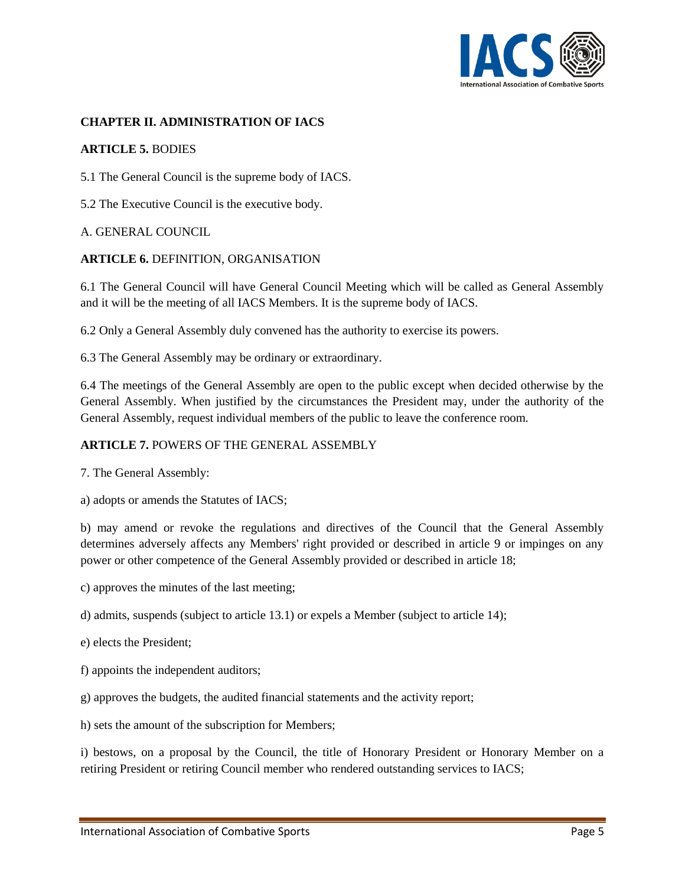## CHAPTER II. ADMINISTRATION OF IACS

**ARTICLE 5.** BODIES

5.1 The General Council is the supreme body of IACS.

5.2 The Executive Council is the executive body.

A. GENERAL COUNCIL

**ARTICLE 6.** DEFINITION, ORGANISATION

6.1 The General Council will have General Council Meeting which will be called as General Assembly and it will be the meeting of all IACS Members. It is the supreme body of IACS.

6.2 Only a General Assembly duly convened has the authority to exercise its powers.

6.3 The General Assembly may be ordinary or extraordinary.

6.4 The meetings of the General Assembly are open to the public except when decided otherwise by the General Assembly. When justified by the circumstances the President may, under the authority of the General Assembly, request individual members of the public to leave the conference room.

**ARTICLE 7.** POWERS OF THE GENERAL ASSEMBLY

7. The General Assembly:

a) adopts or amends the Statutes of IACS;

b) may amend or revoke the regulations and directives of the Council that the General Assembly determines adversely affects any Members' right provided or described in article 9 or impinges on any power or other competence of the General Assembly provided or described in article 18;

c) approves the minutes of the last meeting;

d) admits, suspends (subject to article 13.1) or expels a Member (subject to article 14);

e) elects the President;

f) appoints the independent auditors;

g) approves the budgets, the audited financial statements and the activity report;

h) sets the amount of the subscription for Members;

i) bestows, on a proposal by the Council, the title of Honorary President or Honorary Member on a retiring President or retiring Council member who rendered outstanding services to IACS;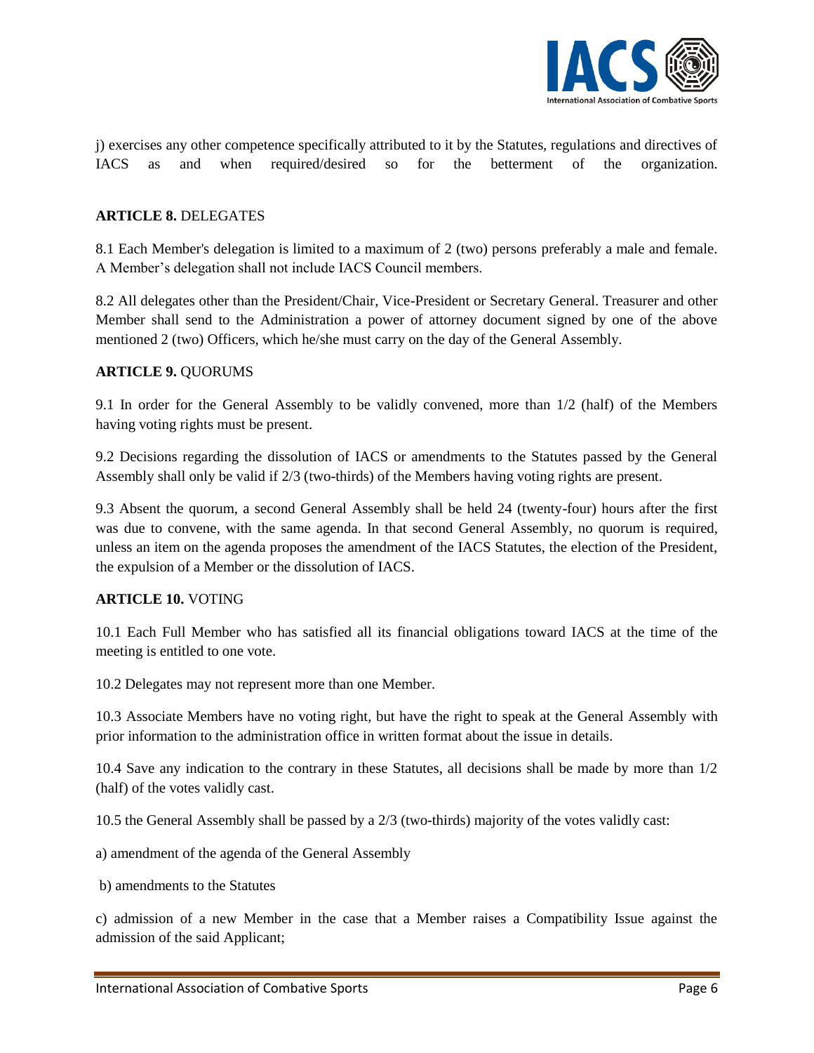j) exercises any other competence specifically attributed to it by the Statutes, regulations and directives of IACS as and when required/desired so for the betterment of the organization.

**ARTICLE 8.** DELEGATES

8.1 Each Member's delegation is limited to a maximum of 2 (two) persons preferably a male and female. A Member's delegation shall not include IACS Council members.

8.2 All delegates other than the President/Chair, Vice-President or Secretary General. Treasurer and other Member shall send to the Administration a power of attorney document signed by one of the above mentioned 2 (two) Officers, which he/she must carry on the day of the General Assembly.

**ARTICLE 9.** QUORUMS

9.1 In order for the General Assembly to be validly convened, more than 1/2 (half) of the Members having voting rights must be present.

9.2 Decisions regarding the dissolution of IACS or amendments to the Statutes passed by the General Assembly shall only be valid if 2/3 (two-thirds) of the Members having voting rights are present.

9.3 Absent the quorum, a second General Assembly shall be held 24 (twenty-four) hours after the first was due to convene, with the same agenda. In that second General Assembly, no quorum is required, unless an item on the agenda proposes the amendment of the IACS Statutes, the election of the President, the expulsion of a Member or the dissolution of IACS.

**ARTICLE 10.** VOTING

10.1 Each Full Member who has satisfied all its financial obligations toward IACS at the time of the meeting is entitled to one vote.

10.2 Delegates may not represent more than one Member.

10.3 Associate Members have no voting right, but have the right to speak at the General Assembly with prior information to the administration office in written format about the issue in details.

10.4 Save any indication to the contrary in these Statutes, all decisions shall be made by more than 1/2 (half) of the votes validly cast.

10.5 the General Assembly shall be passed by a 2/3 (two-thirds) majority of the votes validly cast:

a) amendment of the agenda of the General Assembly

b) amendments to the Statutes

c) admission of a new Member in the case that a Member raises a Compatibility Issue against the admission of the said Applicant;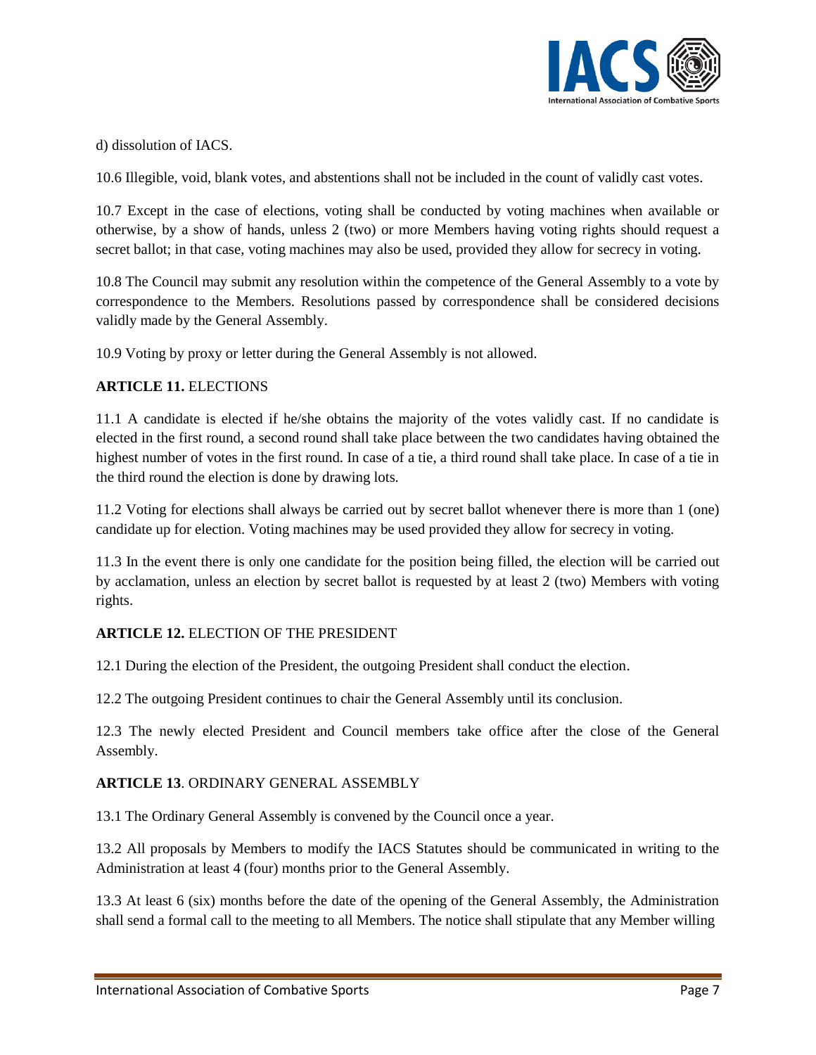d) dissolution of IACS.

10.6 Illegible, void, blank votes, and abstentions shall not be included in the count of validly cast votes.

10.7 Except in the case of elections, voting shall be conducted by voting machines when available or otherwise, by a show of hands, unless 2 (two) or more Members having voting rights should request a secret ballot; in that case, voting machines may also be used, provided they allow for secrecy in voting.

10.8 The Council may submit any resolution within the competence of the General Assembly to a vote by correspondence to the Members. Resolutions passed by correspondence shall be considered decisions validly made by the General Assembly.

10.9 Voting by proxy or letter during the General Assembly is not allowed.

**ARTICLE 11.** ELECTIONS

11.1 A candidate is elected if he/she obtains the majority of the votes validly cast. If no candidate is elected in the first round, a second round shall take place between the two candidates having obtained the highest number of votes in the first round. In case of a tie, a third round shall take place. In case of a tie in the third round the election is done by drawing lots.

11.2 Voting for elections shall always be carried out by secret ballot whenever there is more than 1 (one) candidate up for election. Voting machines may be used provided they allow for secrecy in voting.

11.3 In the event there is only one candidate for the position being filled, the election will be carried out by acclamation, unless an election by secret ballot is requested by at least 2 (two) Members with voting rights.

**ARTICLE 12.** ELECTION OF THE PRESIDENT

12.1 During the election of the President, the outgoing President shall conduct the election.

12.2 The outgoing President continues to chair the General Assembly until its conclusion.

12.3 The newly elected President and Council members take office after the close of the General Assembly.

**ARTICLE 13**. ORDINARY GENERAL ASSEMBLY

13.1 The Ordinary General Assembly is convened by the Council once a year.

13.2 All proposals by Members to modify the IACS Statutes should be communicated in writing to the Administration at least 4 (four) months prior to the General Assembly.

13.3 At least 6 (six) months before the date of the opening of the General Assembly, the Administration shall send a formal call to the meeting to all Members. The notice shall stipulate that any Member willing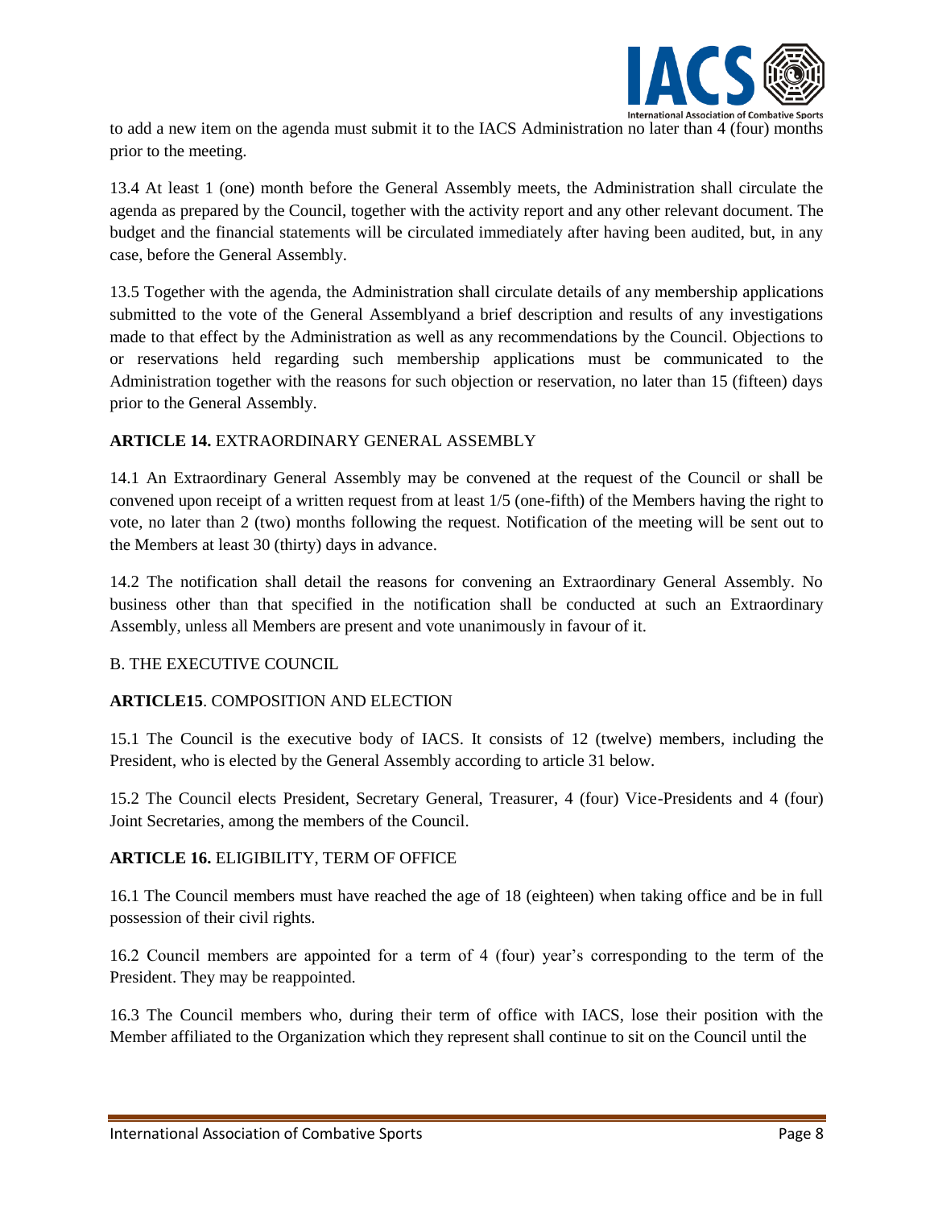to add a new item on the agenda must submit it to the IACS Administration no later than 4 (four) months prior to the meeting.

13.4 At least 1 (one) month before the General Assembly meets, the Administration shall circulate the agenda as prepared by the Council, together with the activity report and any other relevant document. The budget and the financial statements will be circulated immediately after having been audited, but, in any case, before the General Assembly.

13.5 Together with the agenda, the Administration shall circulate details of any membership applications submitted to the vote of the General Assemblyand a brief description and results of any investigations made to that effect by the Administration as well as any recommendations by the Council. Objections to or reservations held regarding such membership applications must be communicated to the Administration together with the reasons for such objection or reservation, no later than 15 (fifteen) days prior to the General Assembly.

**ARTICLE 14.** EXTRAORDINARY GENERAL ASSEMBLY

14.1 An Extraordinary General Assembly may be convened at the request of the Council or shall be convened upon receipt of a written request from at least 1/5 (one-fifth) of the Members having the right to vote, no later than 2 (two) months following the request. Notification of the meeting will be sent out to the Members at least 30 (thirty) days in advance.

14.2 The notification shall detail the reasons for convening an Extraordinary General Assembly. No business other than that specified in the notification shall be conducted at such an Extraordinary Assembly, unless all Members are present and vote unanimously in favour of it.

B. THE EXECUTIVE COUNCIL

**ARTICLE15**. COMPOSITION AND ELECTION

15.1 The Council is the executive body of IACS. It consists of 12 (twelve) members, including the President, who is elected by the General Assembly according to article 31 below.

15.2 The Council elects President, Secretary General, Treasurer, 4 (four) Vice-Presidents and 4 (four) Joint Secretaries, among the members of the Council.

**ARTICLE 16.** ELIGIBILITY, TERM OF OFFICE

16.1 The Council members must have reached the age of 18 (eighteen) when taking office and be in full possession of their civil rights.

16.2 Council members are appointed for a term of 4 (four) year's corresponding to the term of the President. They may be reappointed.

16.3 The Council members who, during their term of office with IACS, lose their position with the Member affiliated to the Organization which they represent shall continue to sit on the Council until the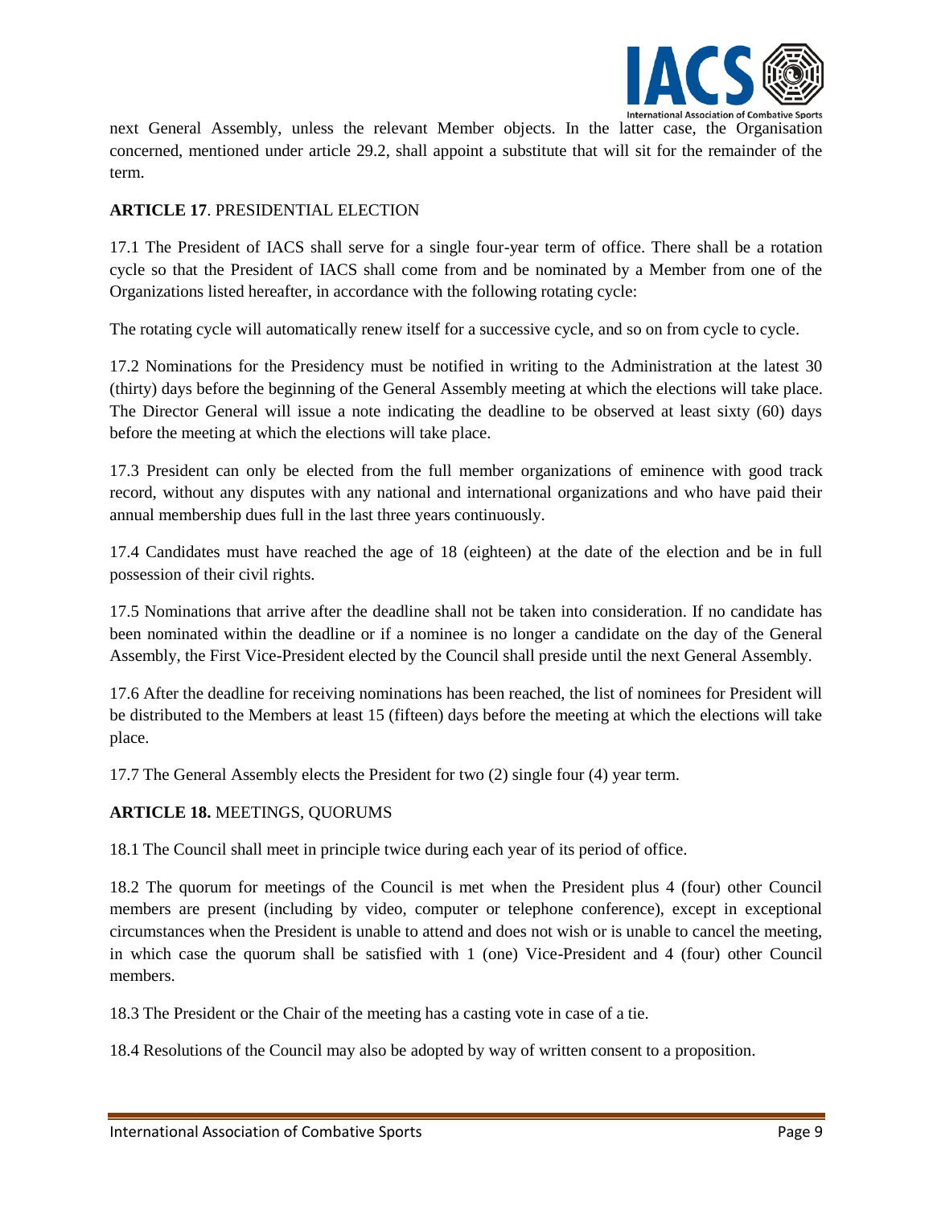next General Assembly, unless the relevant Member objects. In the latter case, the Organisation concerned, mentioned under article 29.2, shall appoint a substitute that will sit for the remainder of the term.

**ARTICLE 17**. PRESIDENTIAL ELECTION

17.1 The President of IACS shall serve for a single four-year term of office. There shall be a rotation cycle so that the President of IACS shall come from and be nominated by a Member from one of the Organizations listed hereafter, in accordance with the following rotating cycle:

The rotating cycle will automatically renew itself for a successive cycle, and so on from cycle to cycle.

17.2 Nominations for the Presidency must be notified in writing to the Administration at the latest 30 (thirty) days before the beginning of the General Assembly meeting at which the elections will take place. The Director General will issue a note indicating the deadline to be observed at least sixty (60) days before the meeting at which the elections will take place.

17.3 President can only be elected from the full member organizations of eminence with good track record, without any disputes with any national and international organizations and who have paid their annual membership dues full in the last three years continuously.

17.4 Candidates must have reached the age of 18 (eighteen) at the date of the election and be in full possession of their civil rights.

17.5 Nominations that arrive after the deadline shall not be taken into consideration. If no candidate has been nominated within the deadline or if a nominee is no longer a candidate on the day of the General Assembly, the First Vice-President elected by the Council shall preside until the next General Assembly.

17.6 After the deadline for receiving nominations has been reached, the list of nominees for President will be distributed to the Members at least 15 (fifteen) days before the meeting at which the elections will take place.

17.7 The General Assembly elects the President for two (2) single four (4) year term.

**ARTICLE 18.** MEETINGS, QUORUMS

18.1 The Council shall meet in principle twice during each year of its period of office.

18.2 The quorum for meetings of the Council is met when the President plus 4 (four) other Council members are present (including by video, computer or telephone conference), except in exceptional circumstances when the President is unable to attend and does not wish or is unable to cancel the meeting, in which case the quorum shall be satisfied with 1 (one) Vice-President and 4 (four) other Council members.

18.3 The President or the Chair of the meeting has a casting vote in case of a tie.

18.4 Resolutions of the Council may also be adopted by way of written consent to a proposition.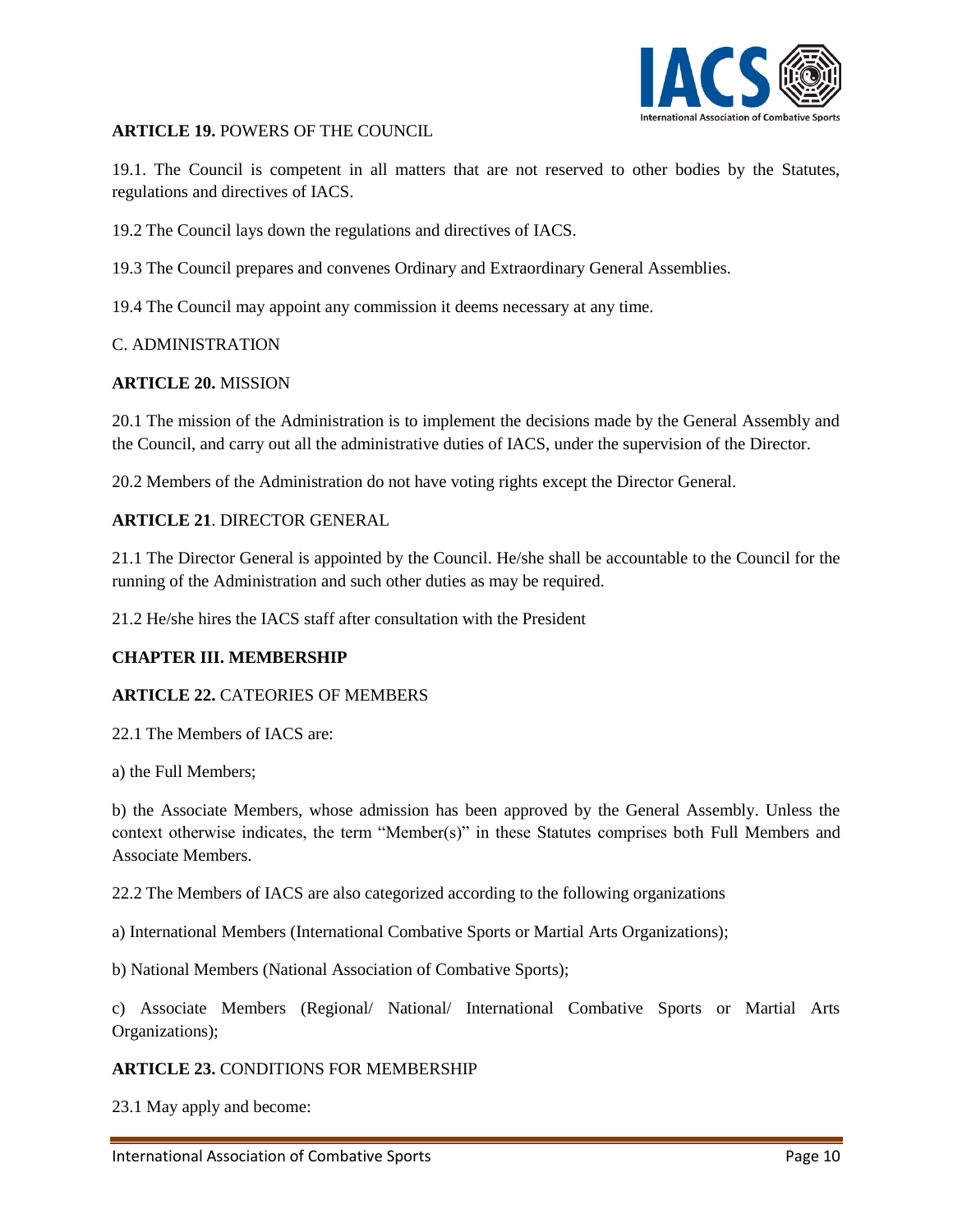**ARTICLE 19.** POWERS OF THE COUNCIL

19.1. The Council is competent in all matters that are not reserved to other bodies by the Statutes, regulations and directives of IACS.

19.2 The Council lays down the regulations and directives of IACS.

19.3 The Council prepares and convenes Ordinary and Extraordinary General Assemblies.

19.4 The Council may appoint any commission it deems necessary at any time.

C. ADMINISTRATION

**ARTICLE 20.** MISSION

20.1 The mission of the Administration is to implement the decisions made by the General Assembly and the Council, and carry out all the administrative duties of IACS, under the supervision of the Director.

20.2 Members of the Administration do not have voting rights except the Director General.

**ARTICLE 21**. DIRECTOR GENERAL

21.1 The Director General is appointed by the Council. He/she shall be accountable to the Council for the running of the Administration and such other duties as may be required.

21.2 He/she hires the IACS staff after consultation with the President

**CHAPTER III. MEMBERSHIP**

**ARTICLE 22.** CATEORIES OF MEMBERS

22.1 The Members of IACS are:

a) the Full Members;

b) the Associate Members, whose admission has been approved by the General Assembly. Unless the context otherwise indicates, the term "Member(s)" in these Statutes comprises both Full Members and Associate Members.

22.2 The Members of IACS are also categorized according to the following organizations

a) International Members (International Combative Sports or Martial Arts Organizations);

b) National Members (National Association of Combative Sports);

c) Associate Members (Regional/ National/ International Combative Sports or Martial Arts Organizations);

**ARTICLE 23.** CONDITIONS FOR MEMBERSHIP

23.1 May apply and become: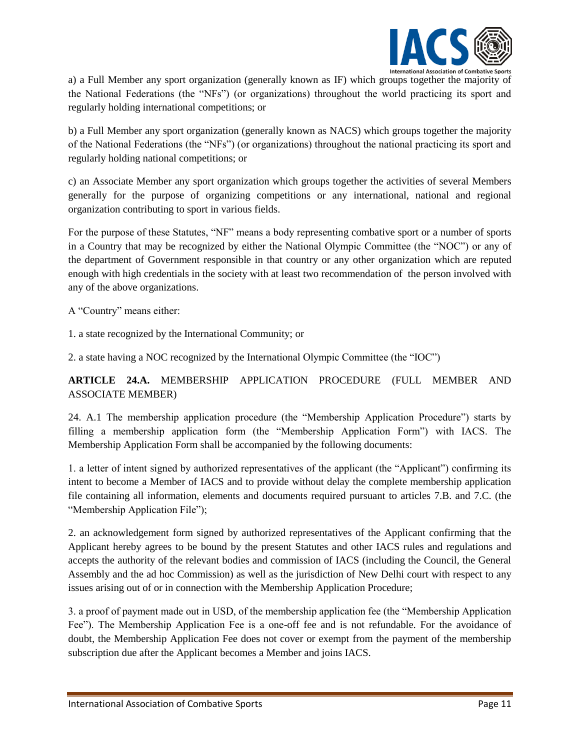a) a Full Member any sport organization (generally known as IF) which groups together the majority of the National Federations (the "NFs") (or organizations) throughout the world practicing its sport and regularly holding international competitions; or

b) a Full Member any sport organization (generally known as NACS) which groups together the majority of the National Federations (the "NFs") (or organizations) throughout the national practicing its sport and regularly holding national competitions; or

c) an Associate Member any sport organization which groups together the activities of several Members generally for the purpose of organizing competitions or any international, national and regional organization contributing to sport in various fields.

For the purpose of these Statutes, "NF" means a body representing combative sport or a number of sports in a Country that may be recognized by either the National Olympic Committee (the "NOC") or any of the department of Government responsible in that country or any other organization which are reputed enough with high credentials in the society with at least two recommendation of the person involved with any of the above organizations.

A "Country" means either:

1. a state recognized by the International Community; or

2. a state having a NOC recognized by the International Olympic Committee (the "IOC")

**ARTICLE 24.A.** MEMBERSHIP APPLICATION PROCEDURE (FULL MEMBER AND ASSOCIATE MEMBER)

24. A.1 The membership application procedure (the "Membership Application Procedure") starts by filling a membership application form (the "Membership Application Form") with IACS. The Membership Application Form shall be accompanied by the following documents:

1. a letter of intent signed by authorized representatives of the applicant (the "Applicant") confirming its intent to become a Member of IACS and to provide without delay the complete membership application file containing all information, elements and documents required pursuant to articles 7.B. and 7.C. (the "Membership Application File");

2. an acknowledgement form signed by authorized representatives of the Applicant confirming that the Applicant hereby agrees to be bound by the present Statutes and other IACS rules and regulations and accepts the authority of the relevant bodies and commission of IACS (including the Council, the General Assembly and the ad hoc Commission) as well as the jurisdiction of New Delhi court with respect to any issues arising out of or in connection with the Membership Application Procedure;

3. a proof of payment made out in USD, of the membership application fee (the "Membership Application Fee"). The Membership Application Fee is a one-off fee and is not refundable. For the avoidance of doubt, the Membership Application Fee does not cover or exempt from the payment of the membership subscription due after the Applicant becomes a Member and joins IACS.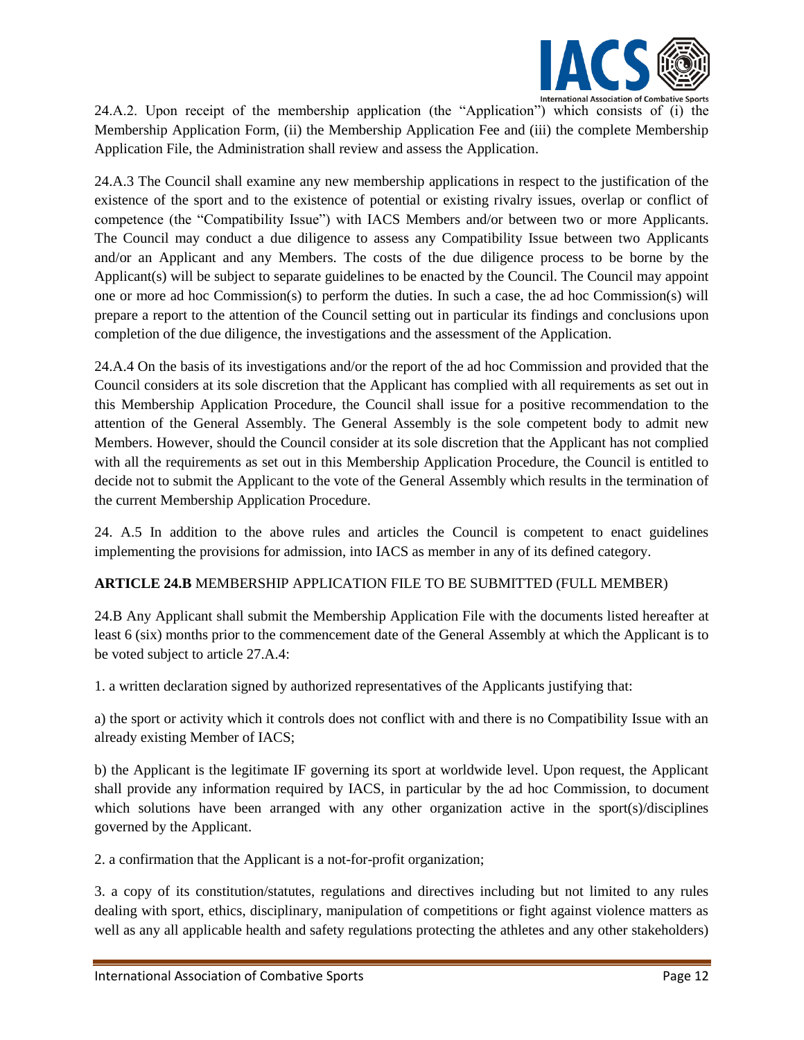24.A.2. Upon receipt of the membership application (the "Application") which consists of (i) the Membership Application Form, (ii) the Membership Application Fee and (iii) the complete Membership Application File, the Administration shall review and assess the Application.

24.A.3 The Council shall examine any new membership applications in respect to the justification of the existence of the sport and to the existence of potential or existing rivalry issues, overlap or conflict of competence (the "Compatibility Issue") with IACS Members and/or between two or more Applicants. The Council may conduct a due diligence to assess any Compatibility Issue between two Applicants and/or an Applicant and any Members. The costs of the due diligence process to be borne by the Applicant(s) will be subject to separate guidelines to be enacted by the Council. The Council may appoint one or more ad hoc Commission(s) to perform the duties. In such a case, the ad hoc Commission(s) will prepare a report to the attention of the Council setting out in particular its findings and conclusions upon completion of the due diligence, the investigations and the assessment of the Application.

24.A.4 On the basis of its investigations and/or the report of the ad hoc Commission and provided that the Council considers at its sole discretion that the Applicant has complied with all requirements as set out in this Membership Application Procedure, the Council shall issue for a positive recommendation to the attention of the General Assembly. The General Assembly is the sole competent body to admit new Members. However, should the Council consider at its sole discretion that the Applicant has not complied with all the requirements as set out in this Membership Application Procedure, the Council is entitled to decide not to submit the Applicant to the vote of the General Assembly which results in the termination of the current Membership Application Procedure.

24. A.5 In addition to the above rules and articles the Council is competent to enact guidelines implementing the provisions for admission, into IACS as member in any of its defined category.

**ARTICLE 24.B** MEMBERSHIP APPLICATION FILE TO BE SUBMITTED (FULL MEMBER)

24.B Any Applicant shall submit the Membership Application File with the documents listed hereafter at least 6 (six) months prior to the commencement date of the General Assembly at which the Applicant is to be voted subject to article 27.A.4:

1. a written declaration signed by authorized representatives of the Applicants justifying that:

a) the sport or activity which it controls does not conflict with and there is no Compatibility Issue with an already existing Member of IACS;

b) the Applicant is the legitimate IF governing its sport at worldwide level. Upon request, the Applicant shall provide any information required by IACS, in particular by the ad hoc Commission, to document which solutions have been arranged with any other organization active in the sport(s)/disciplines governed by the Applicant.

2. a confirmation that the Applicant is a not-for-profit organization;

3. a copy of its constitution/statutes, regulations and directives including but not limited to any rules dealing with sport, ethics, disciplinary, manipulation of competitions or fight against violence matters as well as any all applicable health and safety regulations protecting the athletes and any other stakeholders)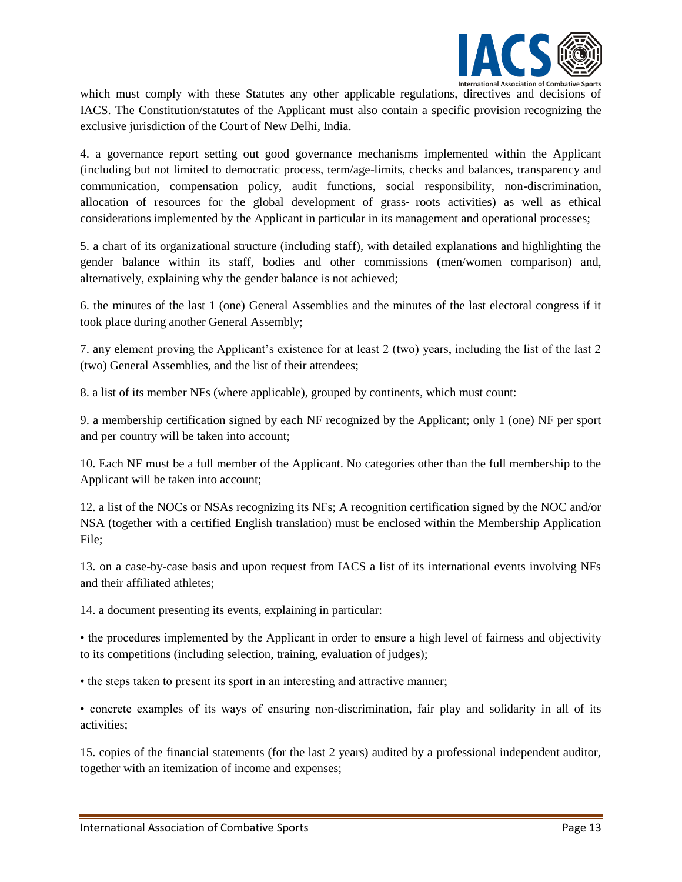which must comply with these Statutes any other applicable regulations, directives and decisions of IACS. The Constitution/statutes of the Applicant must also contain a specific provision recognizing the exclusive jurisdiction of the Court of New Delhi, India.

4. a governance report setting out good governance mechanisms implemented within the Applicant (including but not limited to democratic process, term/age-limits, checks and balances, transparency and communication, compensation policy, audit functions, social responsibility, non-discrimination, allocation of resources for the global development of grass- roots activities) as well as ethical considerations implemented by the Applicant in particular in its management and operational processes;

5. a chart of its organizational structure (including staff), with detailed explanations and highlighting the gender balance within its staff, bodies and other commissions (men/women comparison) and, alternatively, explaining why the gender balance is not achieved;

6. the minutes of the last 1 (one) General Assemblies and the minutes of the last electoral congress if it took place during another General Assembly;

7. any element proving the Applicant's existence for at least 2 (two) years, including the list of the last 2 (two) General Assemblies, and the list of their attendees;

8. a list of its member NFs (where applicable), grouped by continents, which must count:

9. a membership certification signed by each NF recognized by the Applicant; only 1 (one) NF per sport and per country will be taken into account;

10. Each NF must be a full member of the Applicant. No categories other than the full membership to the Applicant will be taken into account;

12. a list of the NOCs or NSAs recognizing its NFs; A recognition certification signed by the NOC and/or NSA (together with a certified English translation) must be enclosed within the Membership Application File;

13. on a case-by-case basis and upon request from IACS a list of its international events involving NFs and their affiliated athletes;

14. a document presenting its events, explaining in particular:

- the procedures implemented by the Applicant in order to ensure a high level of fairness and objectivity to its competitions (including selection, training, evaluation of judges);

- the steps taken to present its sport in an interesting and attractive manner;

- concrete examples of its ways of ensuring non-discrimination, fair play and solidarity in all of its activities;

15. copies of the financial statements (for the last 2 years) audited by a professional independent auditor, together with an itemization of income and expenses;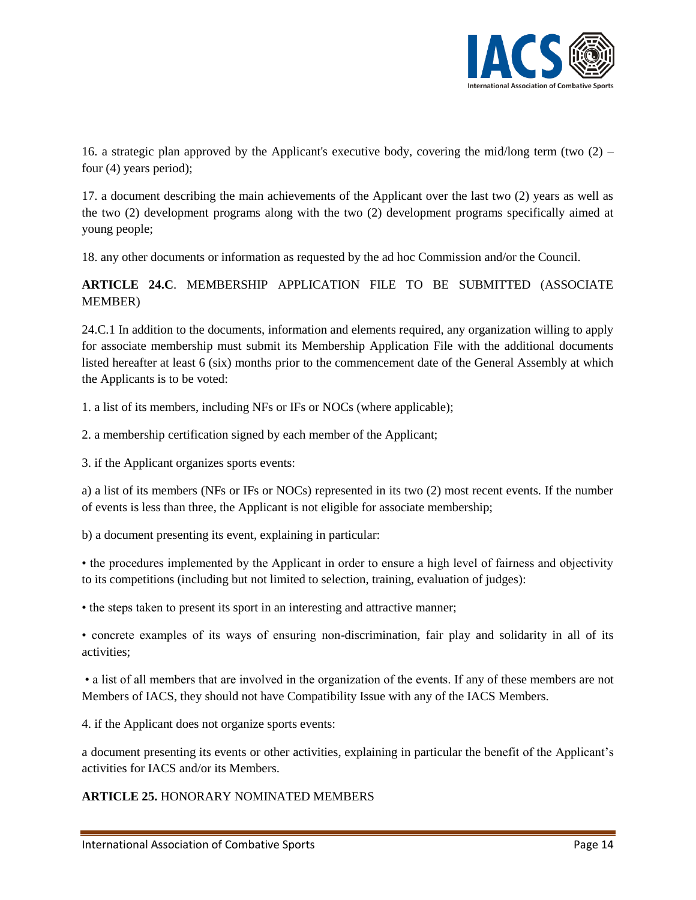16. a strategic plan approved by the Applicant's executive body, covering the mid/long term (two (2) – four (4) years period);

17. a document describing the main achievements of the Applicant over the last two (2) years as well as the two (2) development programs along with the two (2) development programs specifically aimed at young people;

18. any other documents or information as requested by the ad hoc Commission and/or the Council.

**ARTICLE 24.C**. MEMBERSHIP APPLICATION FILE TO BE SUBMITTED (ASSOCIATE MEMBER)

24.C.1 In addition to the documents, information and elements required, any organization willing to apply for associate membership must submit its Membership Application File with the additional documents listed hereafter at least 6 (six) months prior to the commencement date of the General Assembly at which the Applicants is to be voted:

1. a list of its members, including NFs or IFs or NOCs (where applicable);

2. a membership certification signed by each member of the Applicant;

3. if the Applicant organizes sports events:

a) a list of its members (NFs or IFs or NOCs) represented in its two (2) most recent events. If the number of events is less than three, the Applicant is not eligible for associate membership;

b) a document presenting its event, explaining in particular:

• the procedures implemented by the Applicant in order to ensure a high level of fairness and objectivity to its competitions (including but not limited to selection, training, evaluation of judges):

• the steps taken to present its sport in an interesting and attractive manner;

• concrete examples of its ways of ensuring non-discrimination, fair play and solidarity in all of its activities;

• a list of all members that are involved in the organization of the events. If any of these members are not Members of IACS, they should not have Compatibility Issue with any of the IACS Members.

4. if the Applicant does not organize sports events:

a document presenting its events or other activities, explaining in particular the benefit of the Applicant's activities for IACS and/or its Members.

**ARTICLE 25.** HONORARY NOMINATED MEMBERS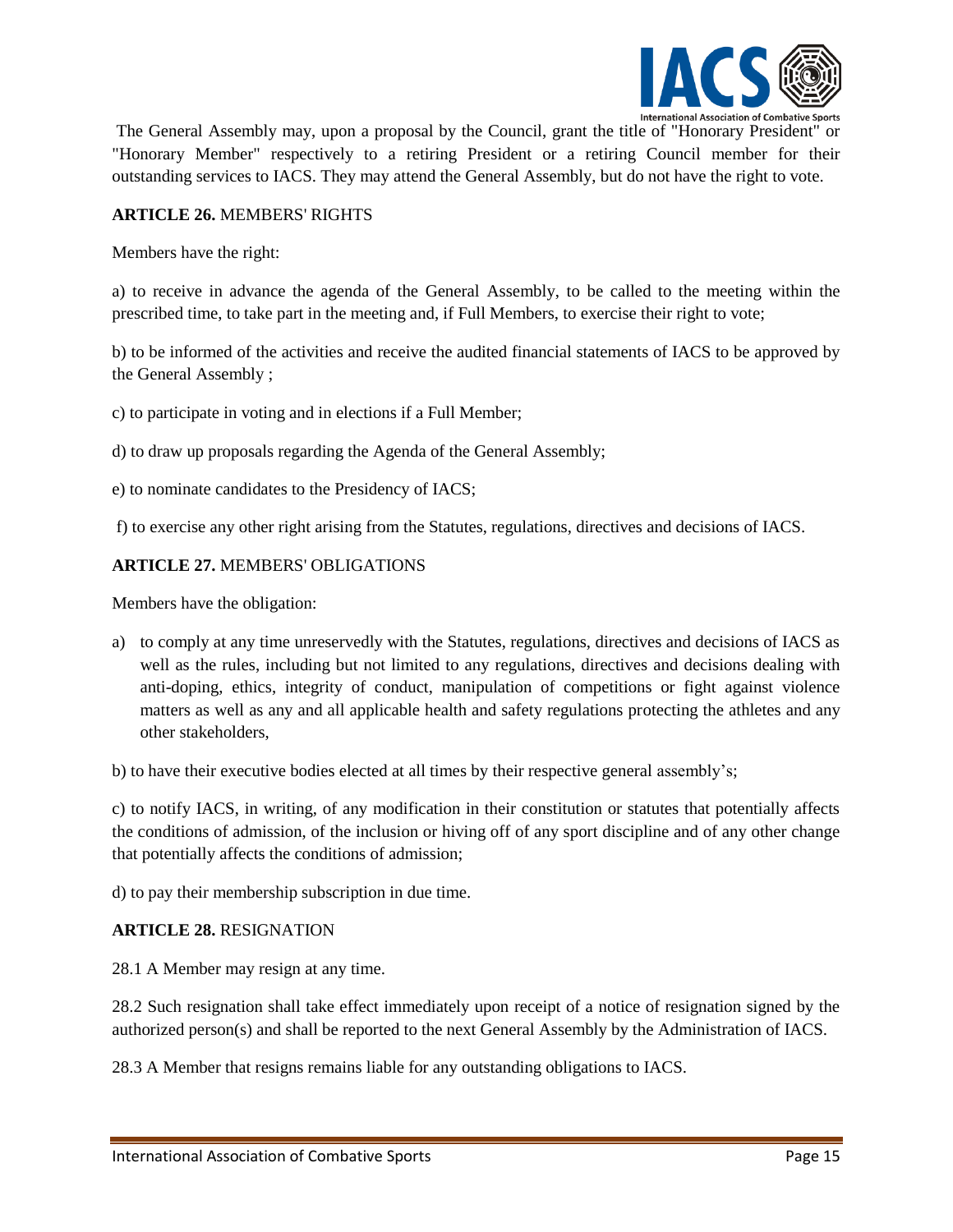The General Assembly may, upon a proposal by the Council, grant the title of "Honorary President" or "Honorary Member" respectively to a retiring President or a retiring Council member for their outstanding services to IACS. They may attend the General Assembly, but do not have the right to vote.

**ARTICLE 26.** MEMBERS' RIGHTS

Members have the right:

a) to receive in advance the agenda of the General Assembly, to be called to the meeting within the prescribed time, to take part in the meeting and, if Full Members, to exercise their right to vote;

b) to be informed of the activities and receive the audited financial statements of IACS to be approved by the General Assembly ;

c) to participate in voting and in elections if a Full Member;

d) to draw up proposals regarding the Agenda of the General Assembly;

e) to nominate candidates to the Presidency of IACS;

f) to exercise any other right arising from the Statutes, regulations, directives and decisions of IACS.

**ARTICLE 27.** MEMBERS' OBLIGATIONS

Members have the obligation:

a) to comply at any time unreservedly with the Statutes, regulations, directives and decisions of IACS as well as the rules, including but not limited to any regulations, directives and decisions dealing with anti-doping, ethics, integrity of conduct, manipulation of competitions or fight against violence matters as well as any and all applicable health and safety regulations protecting the athletes and any other stakeholders,

b) to have their executive bodies elected at all times by their respective general assembly's;

c) to notify IACS, in writing, of any modification in their constitution or statutes that potentially affects the conditions of admission, of the inclusion or hiving off of any sport discipline and of any other change that potentially affects the conditions of admission;

d) to pay their membership subscription in due time.

**ARTICLE 28.** RESIGNATION

28.1 A Member may resign at any time.

28.2 Such resignation shall take effect immediately upon receipt of a notice of resignation signed by the authorized person(s) and shall be reported to the next General Assembly by the Administration of IACS.

28.3 A Member that resigns remains liable for any outstanding obligations to IACS.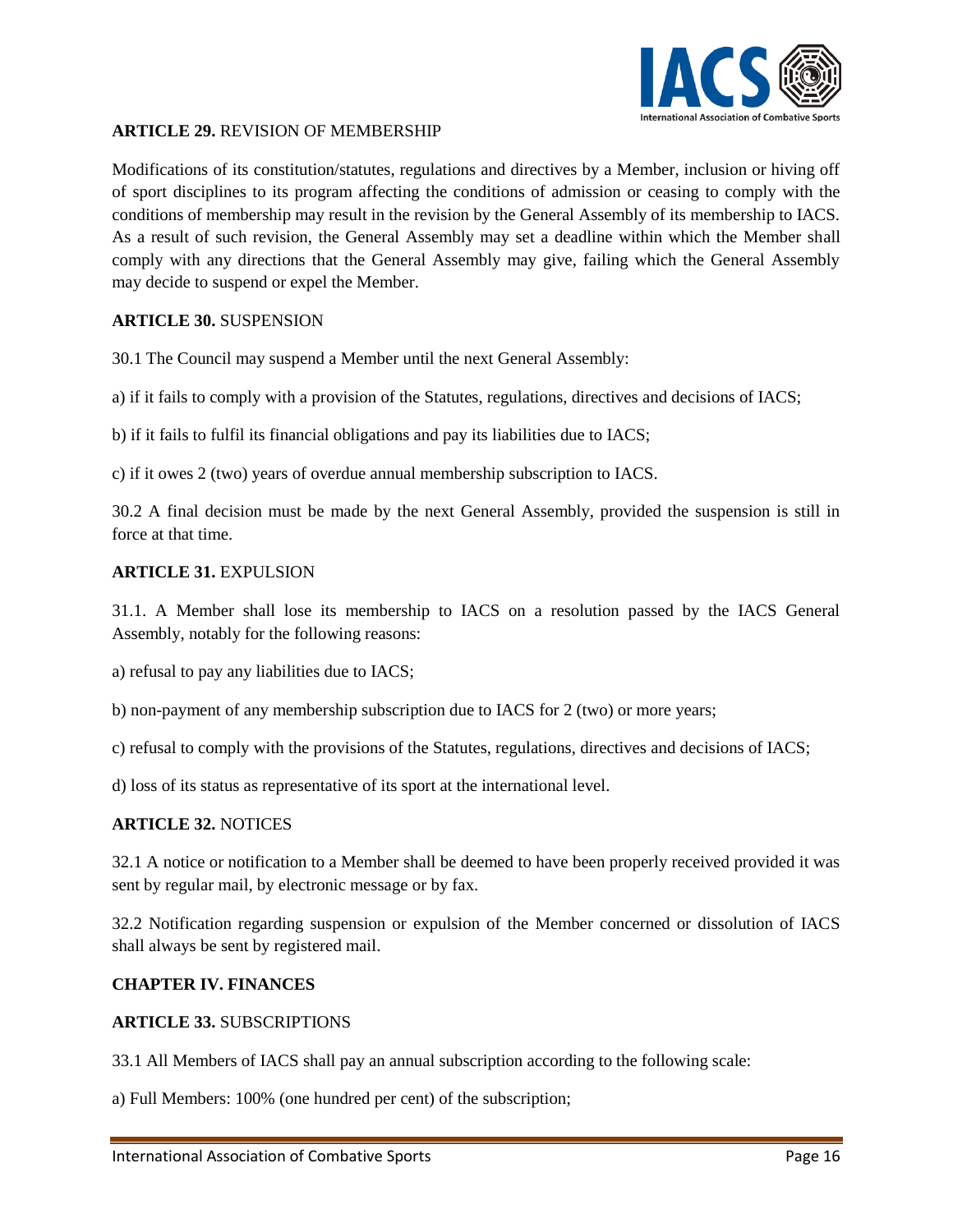**ARTICLE 29.** REVISION OF MEMBERSHIP

Modifications of its constitution/statutes, regulations and directives by a Member, inclusion or hiving off of sport disciplines to its program affecting the conditions of admission or ceasing to comply with the conditions of membership may result in the revision by the General Assembly of its membership to IACS. As a result of such revision, the General Assembly may set a deadline within which the Member shall comply with any directions that the General Assembly may give, failing which the General Assembly may decide to suspend or expel the Member.

**ARTICLE 30.** SUSPENSION

30.1 The Council may suspend a Member until the next General Assembly:

a) if it fails to comply with a provision of the Statutes, regulations, directives and decisions of IACS;

b) if it fails to fulfil its financial obligations and pay its liabilities due to IACS;

c) if it owes 2 (two) years of overdue annual membership subscription to IACS.

30.2 A final decision must be made by the next General Assembly, provided the suspension is still in force at that time.

**ARTICLE 31.** EXPULSION

31.1. A Member shall lose its membership to IACS on a resolution passed by the IACS General Assembly, notably for the following reasons:

a) refusal to pay any liabilities due to IACS;

b) non-payment of any membership subscription due to IACS for 2 (two) or more years;

c) refusal to comply with the provisions of the Statutes, regulations, directives and decisions of IACS;

d) loss of its status as representative of its sport at the international level.

**ARTICLE 32.** NOTICES

32.1 A notice or notification to a Member shall be deemed to have been properly received provided it was sent by regular mail, by electronic message or by fax.

32.2 Notification regarding suspension or expulsion of the Member concerned or dissolution of IACS shall always be sent by registered mail.

**CHAPTER IV. FINANCES**

**ARTICLE 33.** SUBSCRIPTIONS

33.1 All Members of IACS shall pay an annual subscription according to the following scale:

a) Full Members: 100% (one hundred per cent) of the subscription;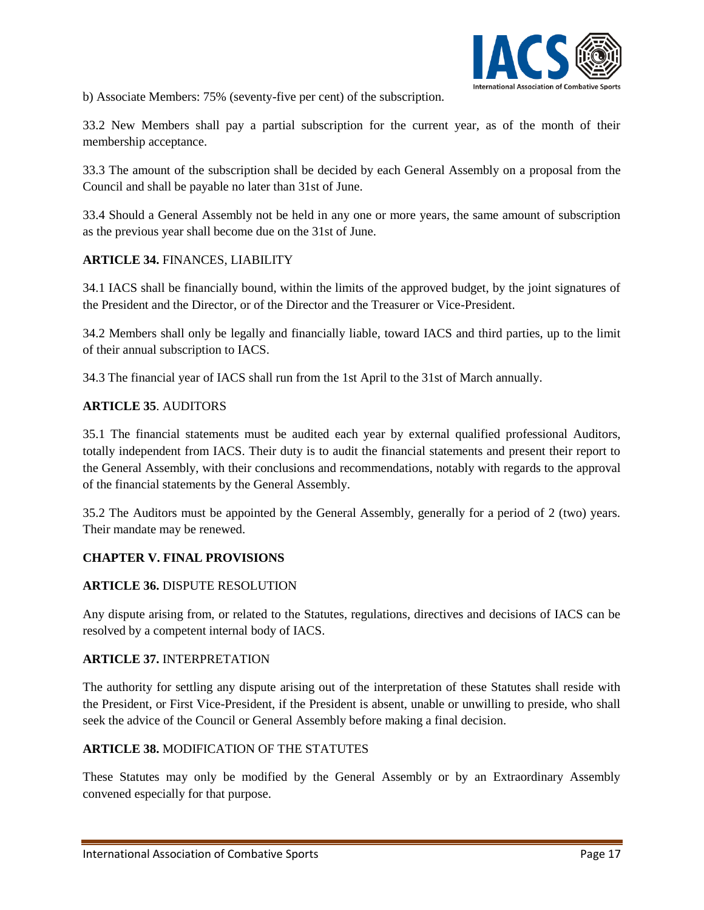b) Associate Members: 75% (seventy-five per cent) of the subscription.

33.2 New Members shall pay a partial subscription for the current year, as of the month of their membership acceptance.

33.3 The amount of the subscription shall be decided by each General Assembly on a proposal from the Council and shall be payable no later than 31st of June.

33.4 Should a General Assembly not be held in any one or more years, the same amount of subscription as the previous year shall become due on the 31st of June.

**ARTICLE 34.** FINANCES, LIABILITY

34.1 IACS shall be financially bound, within the limits of the approved budget, by the joint signatures of the President and the Director, or of the Director and the Treasurer or Vice-President.

34.2 Members shall only be legally and financially liable, toward IACS and third parties, up to the limit of their annual subscription to IACS.

34.3 The financial year of IACS shall run from the 1st April to the 31st of March annually.

**ARTICLE 35**. AUDITORS

35.1 The financial statements must be audited each year by external qualified professional Auditors, totally independent from IACS. Their duty is to audit the financial statements and present their report to the General Assembly, with their conclusions and recommendations, notably with regards to the approval of the financial statements by the General Assembly.

35.2 The Auditors must be appointed by the General Assembly, generally for a period of 2 (two) years. Their mandate may be renewed.

## CHAPTER V. FINAL PROVISIONS

**ARTICLE 36.** DISPUTE RESOLUTION

Any dispute arising from, or related to the Statutes, regulations, directives and decisions of IACS can be resolved by a competent internal body of IACS.

**ARTICLE 37.** INTERPRETATION

The authority for settling any dispute arising out of the interpretation of these Statutes shall reside with the President, or First Vice-President, if the President is absent, unable or unwilling to preside, who shall seek the advice of the Council or General Assembly before making a final decision.

**ARTICLE 38.** MODIFICATION OF THE STATUTES

These Statutes may only be modified by the General Assembly or by an Extraordinary Assembly convened especially for that purpose.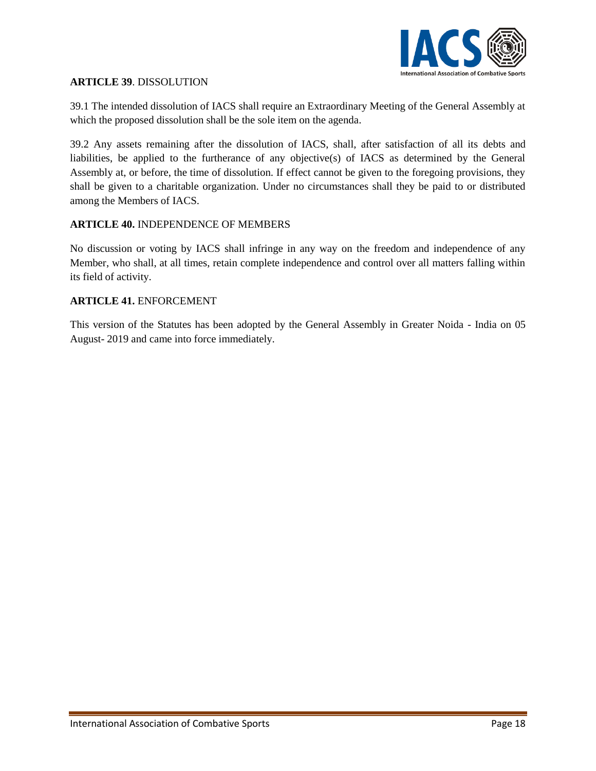**ARTICLE 39**. DISSOLUTION

39.1 The intended dissolution of IACS shall require an Extraordinary Meeting of the General Assembly at which the proposed dissolution shall be the sole item on the agenda.

39.2 Any assets remaining after the dissolution of IACS, shall, after satisfaction of all its debts and liabilities, be applied to the furtherance of any objective(s) of IACS as determined by the General Assembly at, or before, the time of dissolution. If effect cannot be given to the foregoing provisions, they shall be given to a charitable organization. Under no circumstances shall they be paid to or distributed among the Members of IACS.

**ARTICLE 40.** INDEPENDENCE OF MEMBERS

No discussion or voting by IACS shall infringe in any way on the freedom and independence of any Member, who shall, at all times, retain complete independence and control over all matters falling within its field of activity.

**ARTICLE 41.** ENFORCEMENT

This version of the Statutes has been adopted by the General Assembly in Greater Noida - India on 05 August- 2019 and came into force immediately.